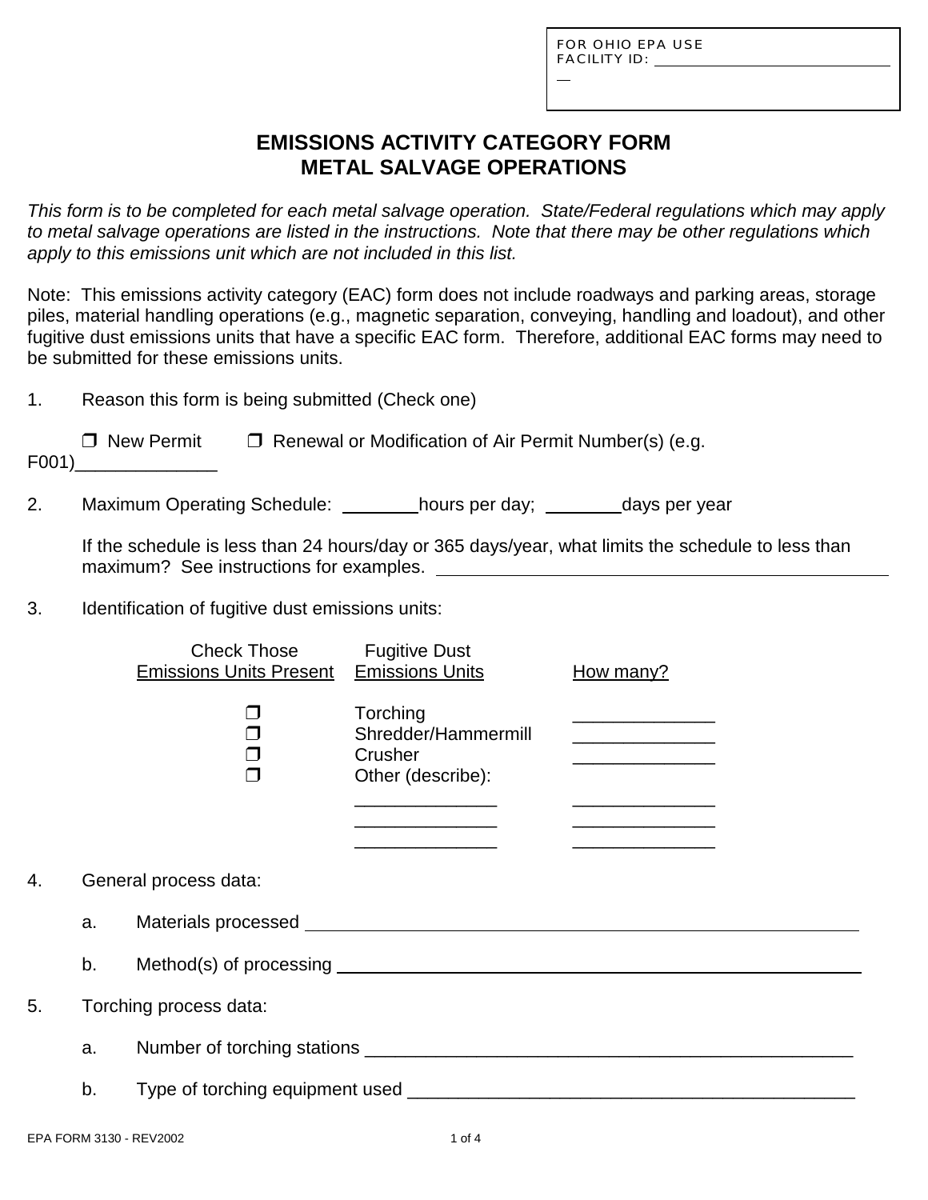FOR OHIO EPA USE
FACILITY ID: ______________________

# EMISSIONS ACTIVITY CATEGORY FORM
# METAL SALVAGE OPERATIONS

*This form is to be completed for each metal salvage operation. State/Federal regulations which may apply to metal salvage operations are listed in the instructions. Note that there may be other regulations which apply to this emissions unit which are not included in this list.*

Note: This emissions activity category (EAC) form does not include roadways and parking areas, storage piles, material handling operations (e.g., magnetic separation, conveying, handling and loadout), and other fugitive dust emissions units that have a specific EAC form. Therefore, additional EAC forms may need to be submitted for these emissions units.

1. Reason this form is being submitted (Check one)

   ❒ New Permit ❒ Renewal or Modification of Air Permit Number(s) (e.g. F001)______________

2. Maximum Operating Schedule: ________hours per day; ________days per year

   If the schedule is less than 24 hours/day or 365 days/year, what limits the schedule to less than maximum? See instructions for examples. ______________________________________________

3. Identification of fugitive dust emissions units:

| Check Those Emissions Units Present | Fugitive Dust Emissions Units | How many? |
|---|---|---|
| ❒ | Torching | ______________ |
| ❒ | Shredder/Hammermill | ______________ |
| ❒ | Crusher | ______________ |
| ❒ | Other (describe): | |
| | ______________ | ______________ |
| | ______________ | ______________ |
| | ______________ | ______________ |

4. General process data:

   a. Materials processed ____________________________________________________________

   b. Method(s) of processing _________________________________________________________

5. Torching process data:

   a. Number of torching stations __________________________________________________

   b. Type of torching equipment used ______________________________________________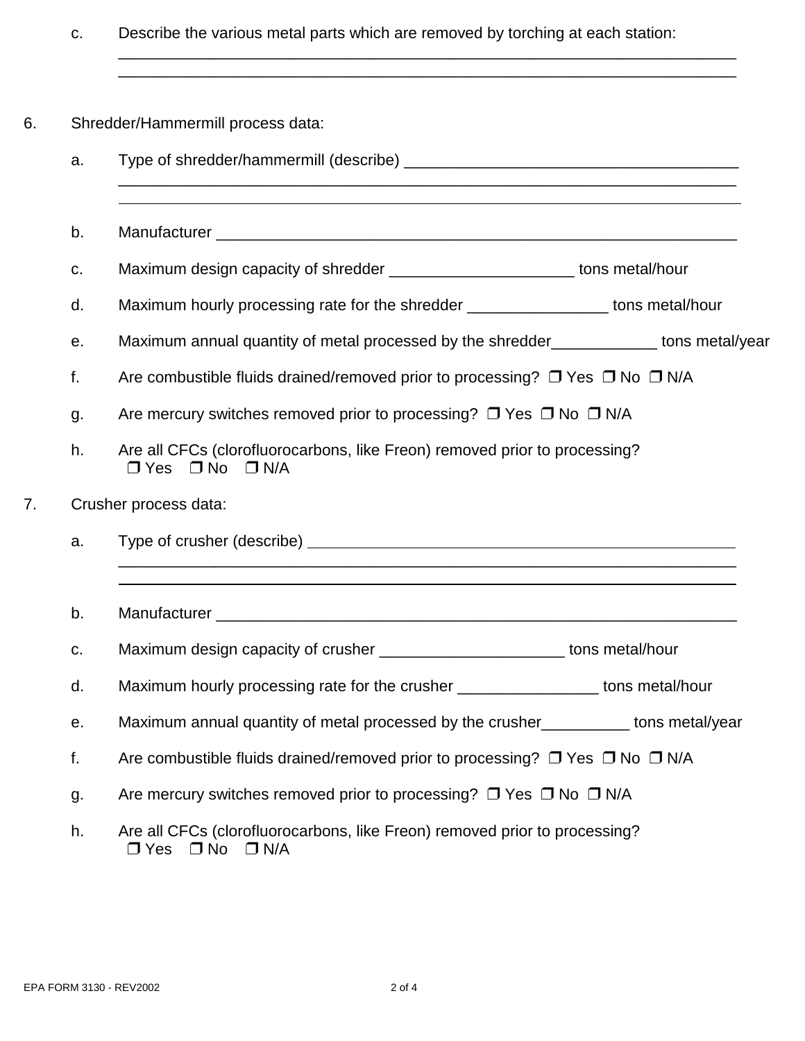c. Describe the various metal parts which are removed by torching at each station:
________________________________________________________________________
________________________________________________________________________

6. Shredder/Hammermill process data:

a. Type of shredder/hammermill (describe) ______________________________________
________________________________________________________________________
________________________________________________________________________

b. Manufacturer ____________________________________________________________

c. Maximum design capacity of shredder _____________________ tons metal/hour

d. Maximum hourly processing rate for the shredder ________________ tons metal/hour

e. Maximum annual quantity of metal processed by the shredder____________ tons metal/year

f. Are combustible fluids drained/removed prior to processing? ❒ Yes ❒ No ❒ N/A

g. Are mercury switches removed prior to processing? ❒ Yes ❒ No ❒ N/A

h. Are all CFCs (clorofluorocarbons, like Freon) removed prior to processing?
❒ Yes ❒ No ❒ N/A

7. Crusher process data:

a. Type of crusher (describe) ______________________________________________
________________________________________________________________________
________________________________________________________________________

b. Manufacturer ____________________________________________________________

c. Maximum design capacity of crusher _____________________ tons metal/hour

d. Maximum hourly processing rate for the crusher ________________ tons metal/hour

e. Maximum annual quantity of metal processed by the crusher__________ tons metal/year

f. Are combustible fluids drained/removed prior to processing? ❒ Yes ❒ No ❒ N/A

g. Are mercury switches removed prior to processing? ❒ Yes ❒ No ❒ N/A

h. Are all CFCs (clorofluorocarbons, like Freon) removed prior to processing?
❒ Yes ❒ No ❒ N/A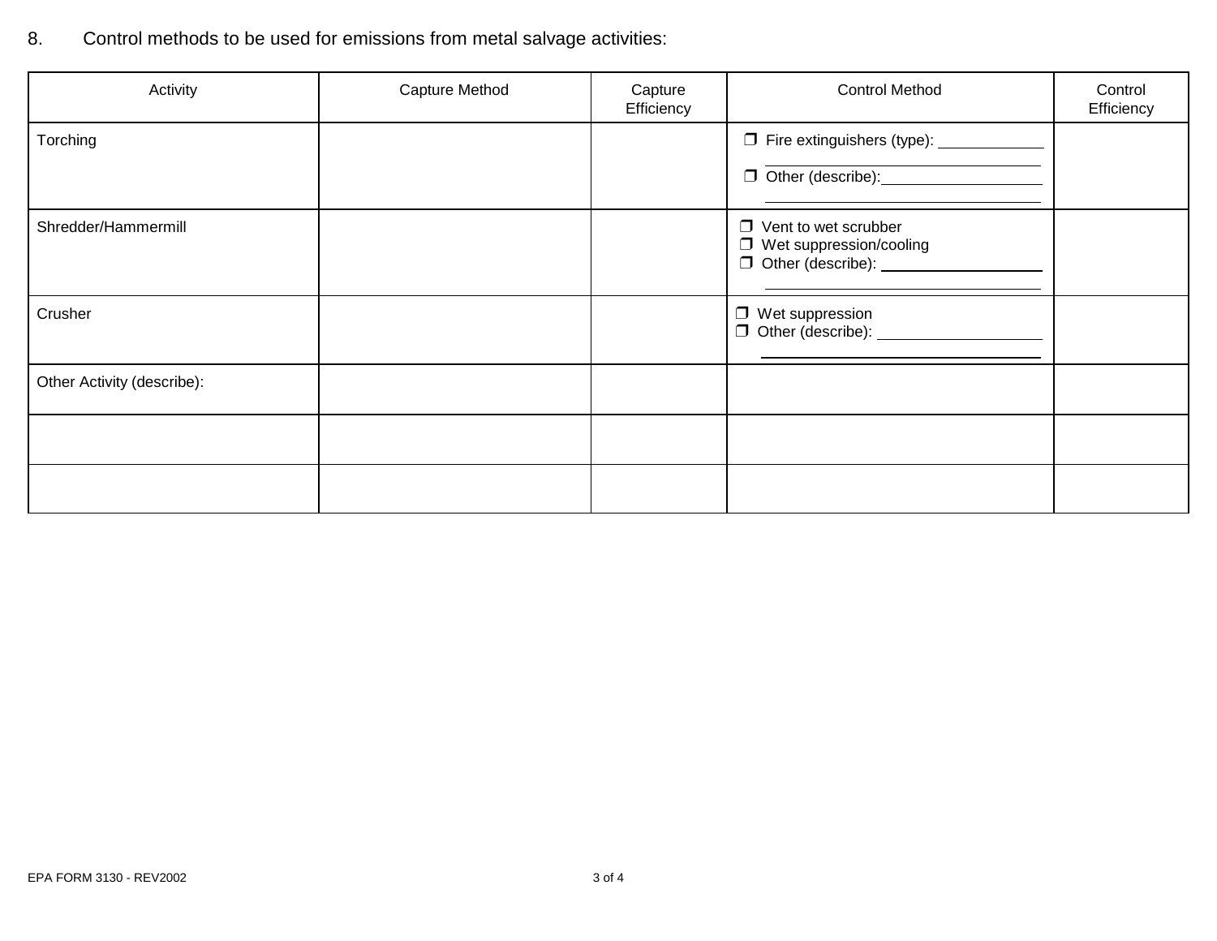8. Control methods to be used for emissions from metal salvage activities:

| Activity | Capture Method | Capture Efficiency | Control Method | Control Efficiency |
|---|---|---|---|---|
| Torching | | | ❒ Fire extinguishers (type): ____________ ❒ Other (describe): ____________ | |
| Shredder/Hammermill | | | ❒ Vent to wet scrubber ❒ Wet suppression/cooling ❒ Other (describe): ____________ | |
| Crusher | | | ❒ Wet suppression ❒ Other (describe): ____________ | |
| Other Activity (describe): | | | | |
| | | | | |
| | | | | |

EPA FORM 3130 - REV2002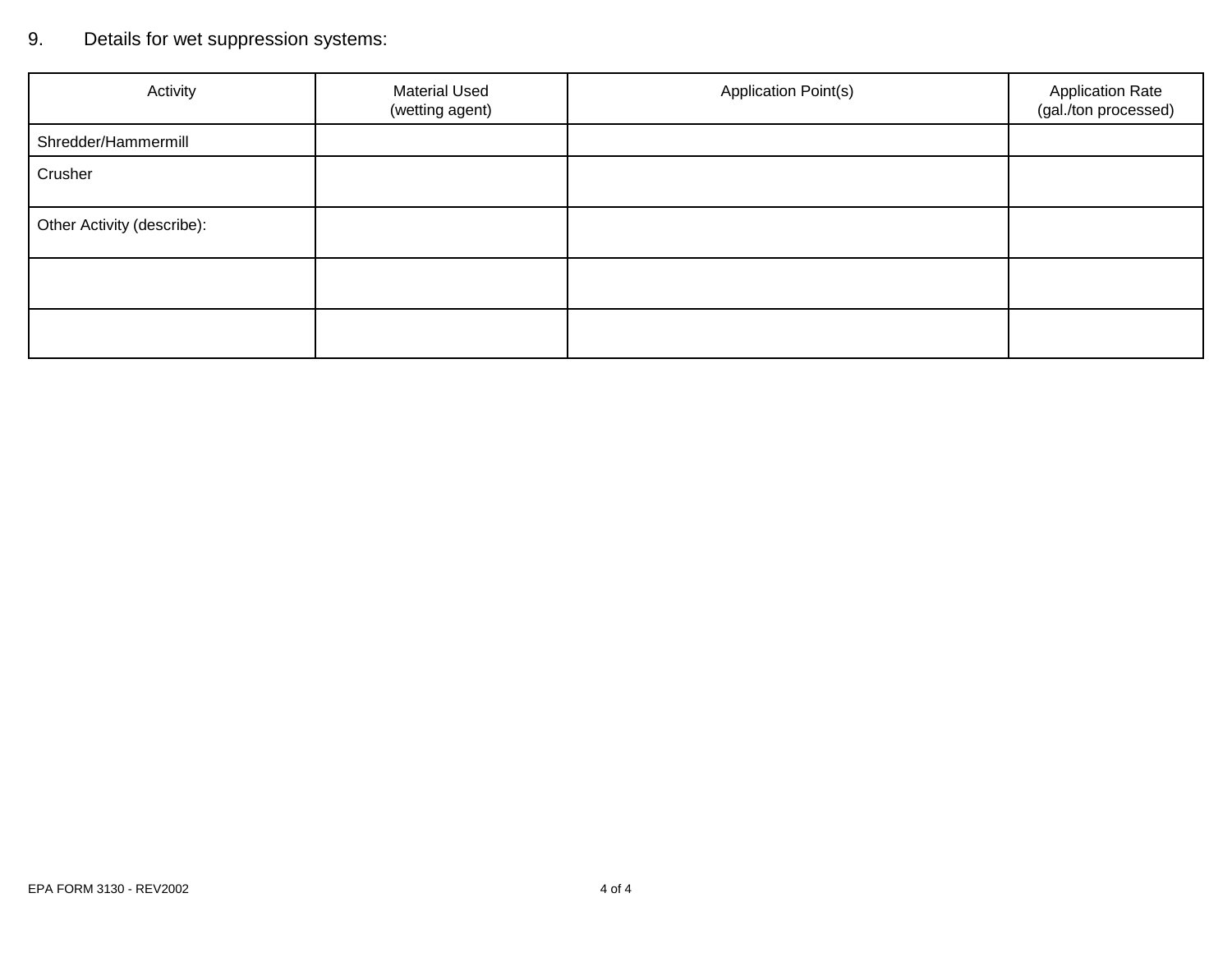9. Details for wet suppression systems:

| Activity | Material Used (wetting agent) | Application Point(s) | Application Rate (gal./ton processed) |
|---|---|---|---|
| Shredder/Hammermill | | | |
| Crusher | | | |
| Other Activity (describe): | | | |
| | | | |
| | | | |

EPA FORM 3130 - REV2002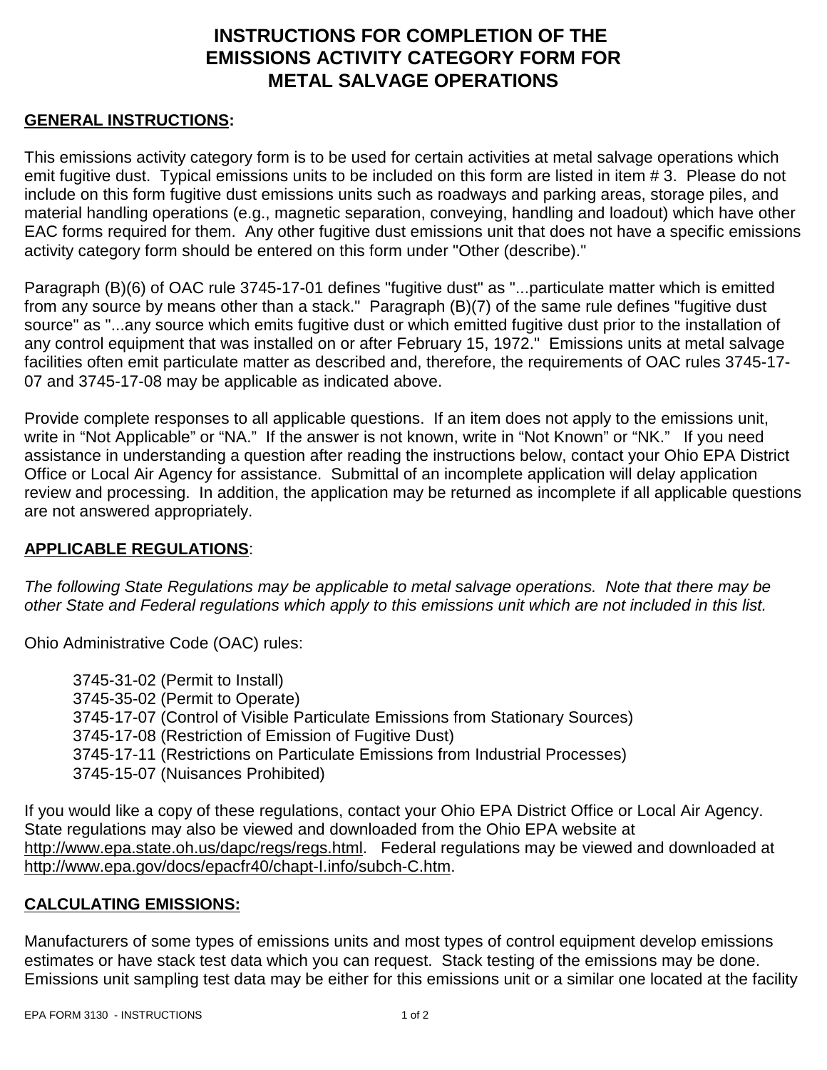# INSTRUCTIONS FOR COMPLETION OF THE EMISSIONS ACTIVITY CATEGORY FORM FOR METAL SALVAGE OPERATIONS

**GENERAL INSTRUCTIONS:**

This emissions activity category form is to be used for certain activities at metal salvage operations which emit fugitive dust. Typical emissions units to be included on this form are listed in item # 3. Please do not include on this form fugitive dust emissions units such as roadways and parking areas, storage piles, and material handling operations (e.g., magnetic separation, conveying, handling and loadout) which have other EAC forms required for them. Any other fugitive dust emissions unit that does not have a specific emissions activity category form should be entered on this form under "Other (describe)."

Paragraph (B)(6) of OAC rule 3745-17-01 defines "fugitive dust" as "...particulate matter which is emitted from any source by means other than a stack." Paragraph (B)(7) of the same rule defines "fugitive dust source" as "...any source which emits fugitive dust or which emitted fugitive dust prior to the installation of any control equipment that was installed on or after February 15, 1972." Emissions units at metal salvage facilities often emit particulate matter as described and, therefore, the requirements of OAC rules 3745-17-07 and 3745-17-08 may be applicable as indicated above.

Provide complete responses to all applicable questions. If an item does not apply to the emissions unit, write in "Not Applicable" or "NA." If the answer is not known, write in "Not Known" or "NK." If you need assistance in understanding a question after reading the instructions below, contact your Ohio EPA District Office or Local Air Agency for assistance. Submittal of an incomplete application will delay application review and processing. In addition, the application may be returned as incomplete if all applicable questions are not answered appropriately.

**APPLICABLE REGULATIONS**:

*The following State Regulations may be applicable to metal salvage operations. Note that there may be other State and Federal regulations which apply to this emissions unit which are not included in this list.*

Ohio Administrative Code (OAC) rules:

- 3745-31-02 (Permit to Install)
- 3745-35-02 (Permit to Operate)
- 3745-17-07 (Control of Visible Particulate Emissions from Stationary Sources)
- 3745-17-08 (Restriction of Emission of Fugitive Dust)
- 3745-17-11 (Restrictions on Particulate Emissions from Industrial Processes)
- 3745-15-07 (Nuisances Prohibited)

If you would like a copy of these regulations, contact your Ohio EPA District Office or Local Air Agency. State regulations may also be viewed and downloaded from the Ohio EPA website at http://www.epa.state.oh.us/dapc/regs/regs.html. Federal regulations may be viewed and downloaded at http://www.epa.gov/docs/epacfr40/chapt-I.info/subch-C.htm.

**CALCULATING EMISSIONS:**

Manufacturers of some types of emissions units and most types of control equipment develop emissions estimates or have stack test data which you can request. Stack testing of the emissions may be done. Emissions unit sampling test data may be either for this emissions unit or a similar one located at the facility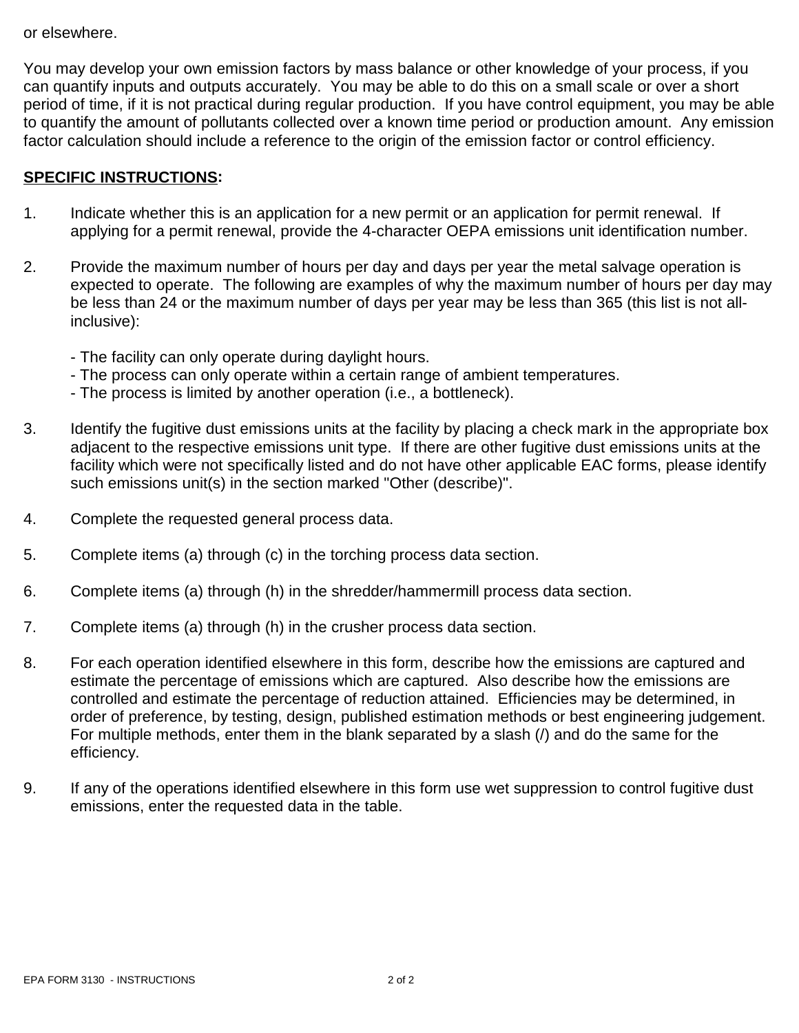or elsewhere.

You may develop your own emission factors by mass balance or other knowledge of your process, if you can quantify inputs and outputs accurately. You may be able to do this on a small scale or over a short period of time, if it is not practical during regular production. If you have control equipment, you may be able to quantify the amount of pollutants collected over a known time period or production amount. Any emission factor calculation should include a reference to the origin of the emission factor or control efficiency.

**<u>SPECIFIC INSTRUCTIONS</u>:**

1. Indicate whether this is an application for a new permit or an application for permit renewal. If applying for a permit renewal, provide the 4-character OEPA emissions unit identification number.

2. Provide the maximum number of hours per day and days per year the metal salvage operation is expected to operate. The following are examples of why the maximum number of hours per day may be less than 24 or the maximum number of days per year may be less than 365 (this list is not all-inclusive):

   - The facility can only operate during daylight hours.
   - The process can only operate within a certain range of ambient temperatures.
   - The process is limited by another operation (i.e., a bottleneck).

3. Identify the fugitive dust emissions units at the facility by placing a check mark in the appropriate box adjacent to the respective emissions unit type. If there are other fugitive dust emissions units at the facility which were not specifically listed and do not have other applicable EAC forms, please identify such emissions unit(s) in the section marked "Other (describe)".

4. Complete the requested general process data.

5. Complete items (a) through (c) in the torching process data section.

6. Complete items (a) through (h) in the shredder/hammermill process data section.

7. Complete items (a) through (h) in the crusher process data section.

8. For each operation identified elsewhere in this form, describe how the emissions are captured and estimate the percentage of emissions which are captured. Also describe how the emissions are controlled and estimate the percentage of reduction attained. Efficiencies may be determined, in order of preference, by testing, design, published estimation methods or best engineering judgement. For multiple methods, enter them in the blank separated by a slash (/) and do the same for the efficiency.

9. If any of the operations identified elsewhere in this form use wet suppression to control fugitive dust emissions, enter the requested data in the table.